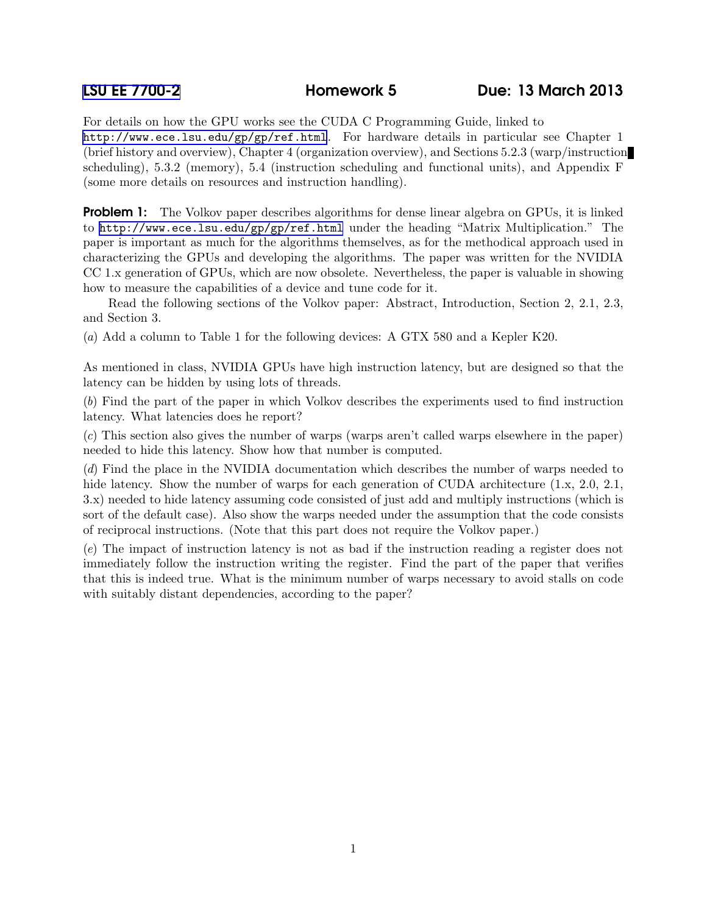# LSU EE 7700-2 — Homework 5 — Due: 13 March 2013

For details on how the GPU works see the CUDA C Programming Guide, linked to http://www.ece.lsu.edu/gp/gp/ref.html. For hardware details in particular see Chapter 1 (brief history and overview), Chapter 4 (organization overview), and Sections 5.2.3 (warp/instruction scheduling), 5.3.2 (memory), 5.4 (instruction scheduling and functional units), and Appendix F (some more details on resources and instruction handling).

**Problem 1:** The Volkov paper describes algorithms for dense linear algebra on GPUs, it is linked to http://www.ece.lsu.edu/gp/gp/ref.html under the heading "Matrix Multiplication." The paper is important as much for the algorithms themselves, as for the methodical approach used in characterizing the GPUs and developing the algorithms. The paper was written for the NVIDIA CC 1.x generation of GPUs, which are now obsolete. Nevertheless, the paper is valuable in showing how to measure the capabilities of a device and tune code for it.

Read the following sections of the Volkov paper: Abstract, Introduction, Section 2, 2.1, 2.3, and Section 3.

(*a*) Add a column to Table 1 for the following devices: A GTX 580 and a Kepler K20.

As mentioned in class, NVIDIA GPUs have high instruction latency, but are designed so that the latency can be hidden by using lots of threads.

(*b*) Find the part of the paper in which Volkov describes the experiments used to find instruction latency. What latencies does he report?

(*c*) This section also gives the number of warps (warps aren't called warps elsewhere in the paper) needed to hide this latency. Show how that number is computed.

(*d*) Find the place in the NVIDIA documentation which describes the number of warps needed to hide latency. Show the number of warps for each generation of CUDA architecture (1.x, 2.0, 2.1, 3.x) needed to hide latency assuming code consisted of just add and multiply instructions (which is sort of the default case). Also show the warps needed under the assumption that the code consists of reciprocal instructions. (Note that this part does not require the Volkov paper.)

(*e*) The impact of instruction latency is not as bad if the instruction reading a register does not immediately follow the instruction writing the register. Find the part of the paper that verifies that this is indeed true. What is the minimum number of warps necessary to avoid stalls on code with suitably distant dependencies, according to the paper?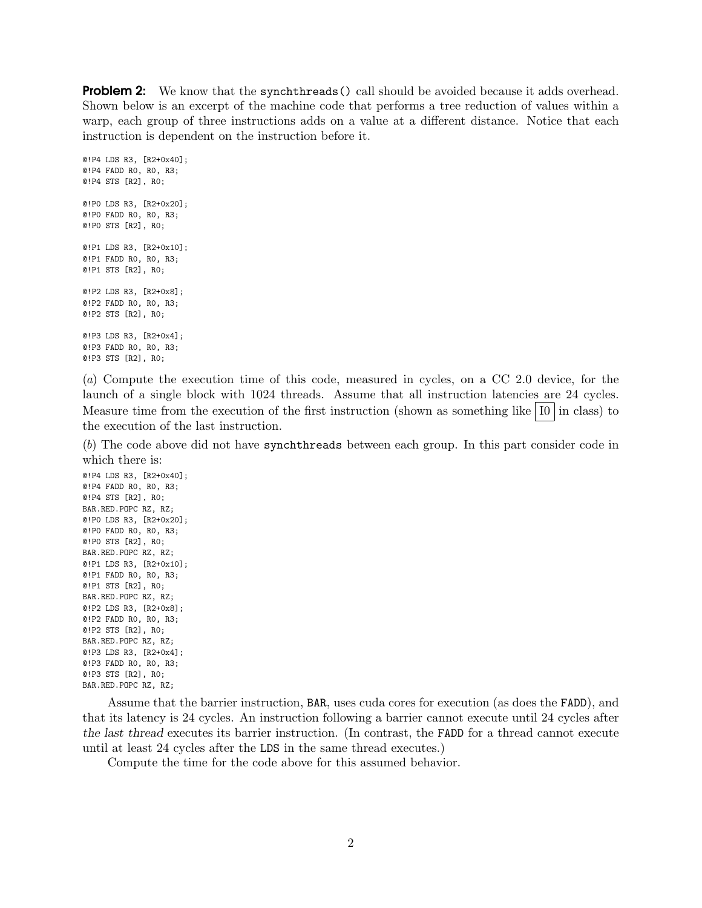**Problem 2:** We know that the `synchthreads()` call should be avoided because it adds overhead. Shown below is an excerpt of the machine code that performs a tree reduction of values within a warp, each group of three instructions adds on a value at a different distance. Notice that each instruction is dependent on the instruction before it.

```
@!P4 LDS R3, [R2+0x40];
@!P4 FADD R0, R0, R3;
@!P4 STS [R2], R0;

@!P0 LDS R3, [R2+0x20];
@!P0 FADD R0, R0, R3;
@!P0 STS [R2], R0;

@!P1 LDS R3, [R2+0x10];
@!P1 FADD R0, R0, R3;
@!P1 STS [R2], R0;

@!P2 LDS R3, [R2+0x8];
@!P2 FADD R0, R0, R3;
@!P2 STS [R2], R0;

@!P3 LDS R3, [R2+0x4];
@!P3 FADD R0, R0, R3;
@!P3 STS [R2], R0;
```

(*a*) Compute the execution time of this code, measured in cycles, on a CC 2.0 device, for the launch of a single block with 1024 threads. Assume that all instruction latencies are 24 cycles. Measure time from the execution of the first instruction (shown as something like I0 in class) to the execution of the last instruction.

(*b*) The code above did not have `synchthreads` between each group. In this part consider code in which there is:

```
@!P4 LDS R3, [R2+0x40];
@!P4 FADD R0, R0, R3;
@!P4 STS [R2], R0;
BAR.RED.POPC RZ, RZ;
@!P0 LDS R3, [R2+0x20];
@!P0 FADD R0, R0, R3;
@!P0 STS [R2], R0;
BAR.RED.POPC RZ, RZ;
@!P1 LDS R3, [R2+0x10];
@!P1 FADD R0, R0, R3;
@!P1 STS [R2], R0;
BAR.RED.POPC RZ, RZ;
@!P2 LDS R3, [R2+0x8];
@!P2 FADD R0, R0, R3;
@!P2 STS [R2], R0;
BAR.RED.POPC RZ, RZ;
@!P3 LDS R3, [R2+0x4];
@!P3 FADD R0, R0, R3;
@!P3 STS [R2], R0;
BAR.RED.POPC RZ, RZ;
```

Assume that the barrier instruction, `BAR`, uses cuda cores for execution (as does the `FADD`), and that its latency is 24 cycles. An instruction following a barrier cannot execute until 24 cycles after *the last thread* executes its barrier instruction. (In contrast, the `FADD` for a thread cannot execute until at least 24 cycles after the `LDS` in the same thread executes.)

Compute the time for the code above for this assumed behavior.